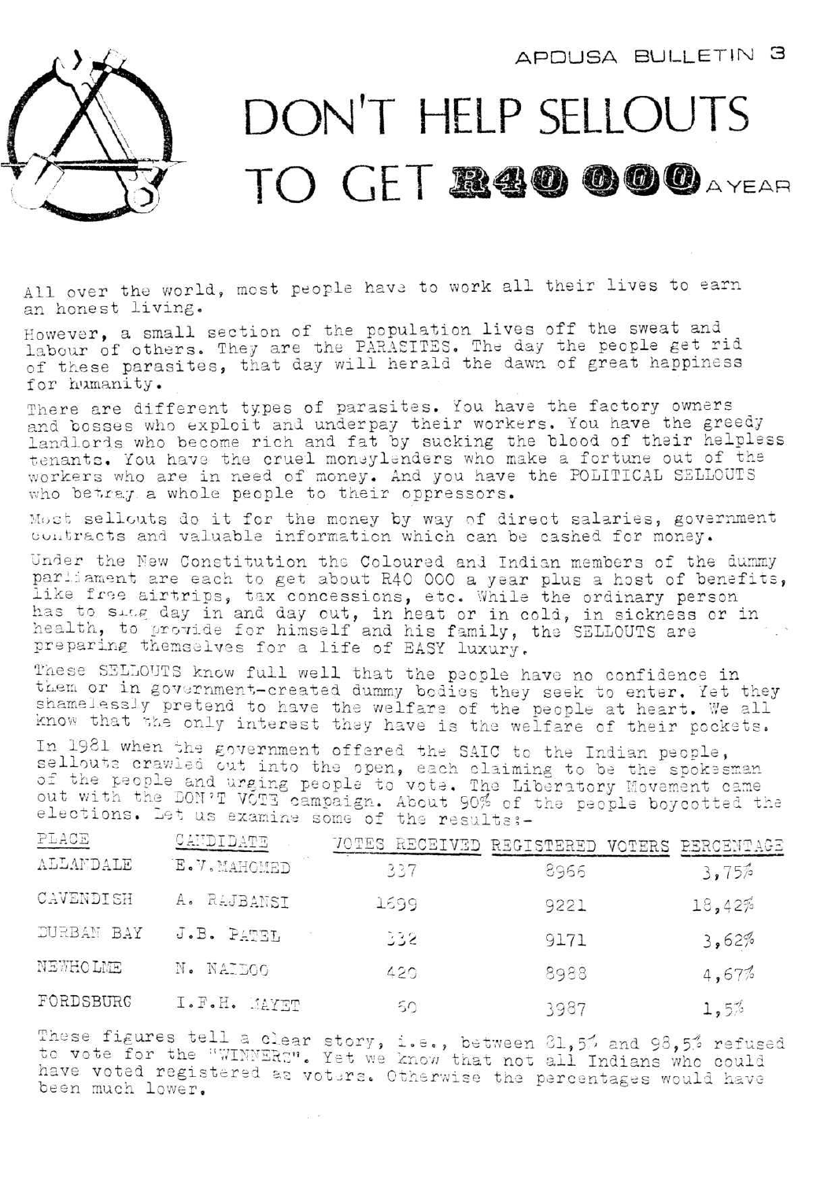APDUSA BULLETIN 3

# DON'T HELP SELLOUTS TO GET R40 000 A YEAR

All over the world, most people have to work all their lives to earn an honest living.

However, a small section of the population lives off the sweat and labour of others. They are the PARASITES. The day the people get rid of these parasites, that day will herald the dawn of great happiness for humanity.

There are different types of parasites. You have the factory owners and bosses who exploit and underpay their workers. You have the greedy landlords who become rich and fat by sucking the blood of their helpless tenants. You have the cruel moneylenders who make a fortune out of the workers who are in need of money. And you have the POLITICAL SELLOUTS who betray a whole people to their oppressors.

Most sellouts do it for the money by way of direct salaries, government contracts and valuable information which can be cashed for money.

Under the New Constitution the Coloured and Indian members of the dummy parliament are each to get about R40 000 a year plus a host of benefits, like free airtrips, tax concessions, etc. While the ordinary person has to slog day in and day out, in heat or in cold, in sickness or in health, to provide for himself and his family, the SELLOUTS are preparing themselves for a life of EASY luxury.

These SELLOUTS know full well that the people have no confidence in them or in government-created dummy bodies they seek to enter. Yet they shamelessly pretend to have the welfare of the people at heart. We all know that the only interest they have is the welfare of their pockets.

In 1981 when the government offered the SAIC to the Indian people, sellouts crawled out into the open, each claiming to be the spokesman of the people and urging people to vote. The Liberatory Movement came out with the DON'T VOTE campaign. About 90% of the people boycotted the elections. Let us examine some of the results:-

| PLACE | CANDIDATE | VOTES RECEIVED | REGISTERED VOTERS | PERCENTAGE |
|---|---|---|---|---|
| ALLANDALE | E.V. MAHOMED | 337 | 8966 | 3,75% |
| CAVENDISH | A. RAJBANSI | 1699 | 9221 | 18,42% |
| DURBAN BAY | J.B. PATEL | 332 | 9171 | 3,62% |
| NEWHOLME | N. NAIDOO | 420 | 8988 | 4,67% |
| FORDSBURG | I.F.H. MAYET | 60 | 3987 | 1,5% |

These figures tell a clear story, i.e., between 81,5% and 98,5% refused to vote for the "WINNERS". Yet we know that not all Indians who could have voted registered as voters. Otherwise the percentages would have been much lower.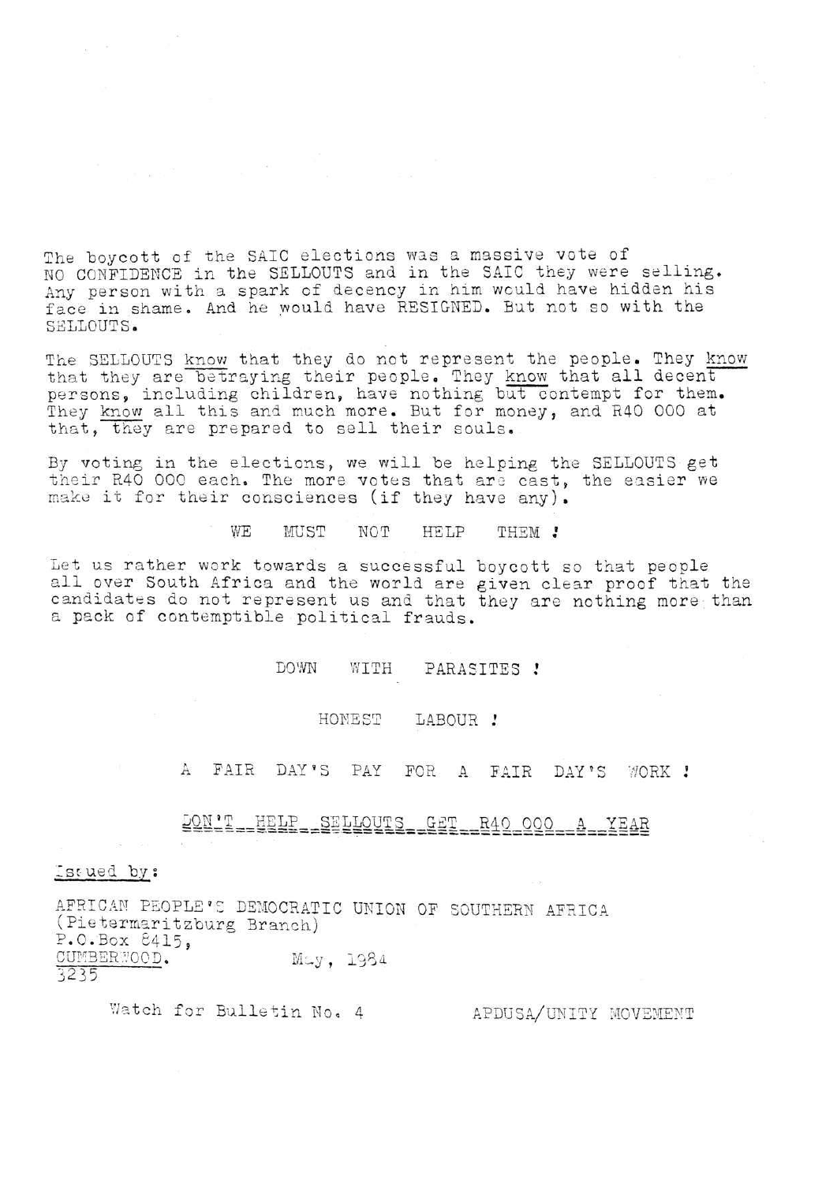The boycott of the SAIC elections was a massive vote of NO CONFIDENCE in the SELLOUTS and in the SAIC they were selling. Any person with a spark of decency in him would have hidden his face in shame. And he would have RESIGNED. But not so with the SELLOUTS.

The SELLOUTS know that they do not represent the people. They know that they are betraying their people. They know that all decent persons, including children, have nothing but contempt for them. They know all this and much more. But for money, and R40 000 at that, they are prepared to sell their souls.

By voting in the elections, we will be helping the SELLOUTS get their R40 000 each. The more votes that are cast, the easier we make it for their consciences (if they have any).

WE MUST NOT HELP THEM !

Let us rather work towards a successful boycott so that people all over South Africa and the world are given clear proof that the candidates do not represent us and that they are nothing more than a pack of contemptible political frauds.

DOWN WITH PARASITES !

HONEST LABOUR !

A FAIR DAY'S PAY FOR A FAIR DAY'S WORK !

**DON'T HELP SELLOUTS GET R40 000 A YEAR**

Issued by:

AFRICAN PEOPLE'S DEMOCRATIC UNION OF SOUTHERN AFRICA
(Pietermaritzburg Branch)
P.O.Box 8415,
CUMBERWOOD.
3235

May, 1984

Watch for Bulletin No. 4

APDUSA/UNITY MOVEMENT